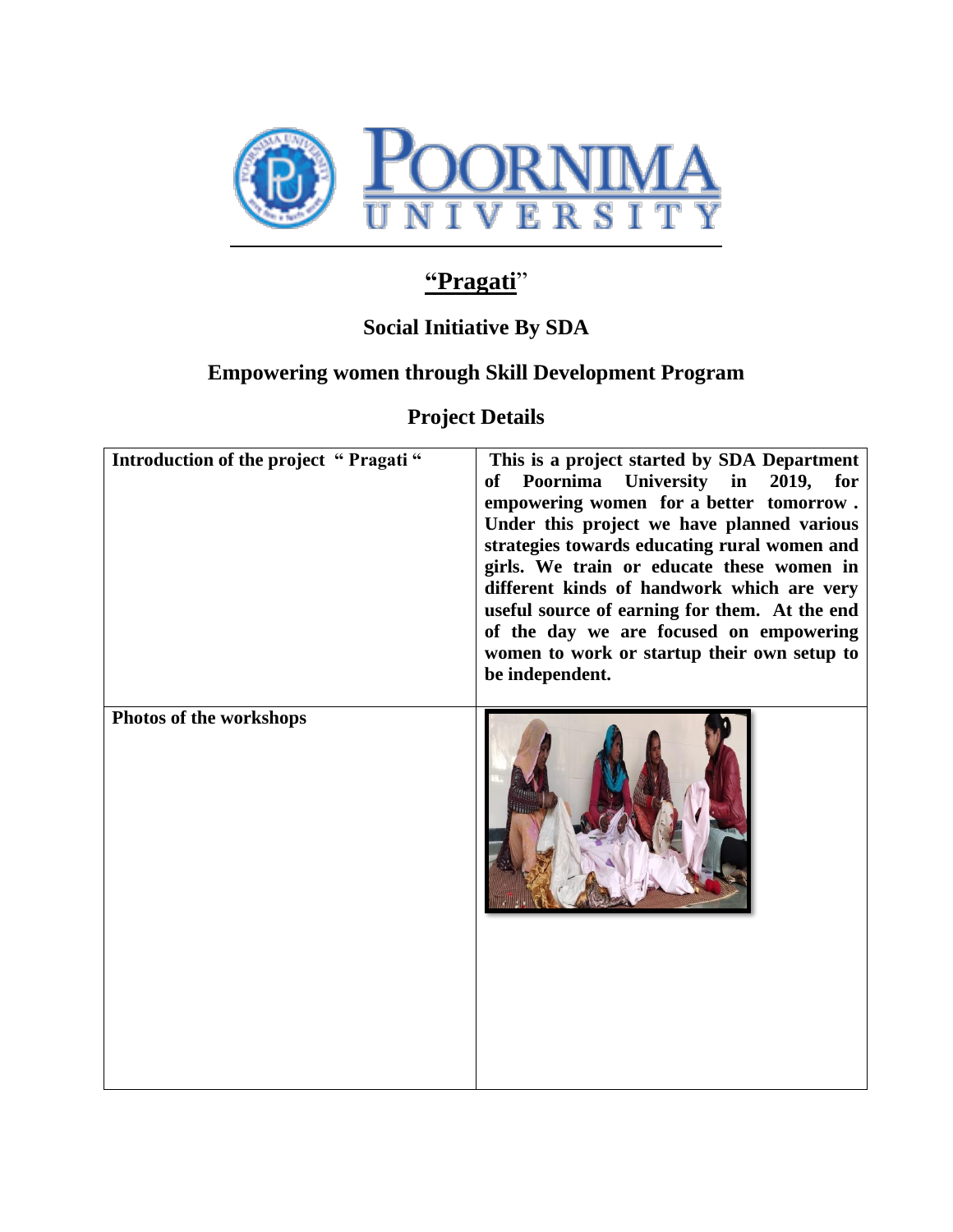# "Pragati"

## Social Initiative By SDA

## Empowering women through Skill Development Program

## Project Details

| Introduction of the project " Pragati " | This is a project started by SDA Department of Poornima University in 2019, for empowering women for a better tomorrow . Under this project we have planned various strategies towards educating rural women and girls. We train or educate these women in different kinds of handwork which are very useful source of earning for them. At the end of the day we are focused on empowering women to work or startup their own setup to be independent. |
|---|---|
| Photos of the workshops | |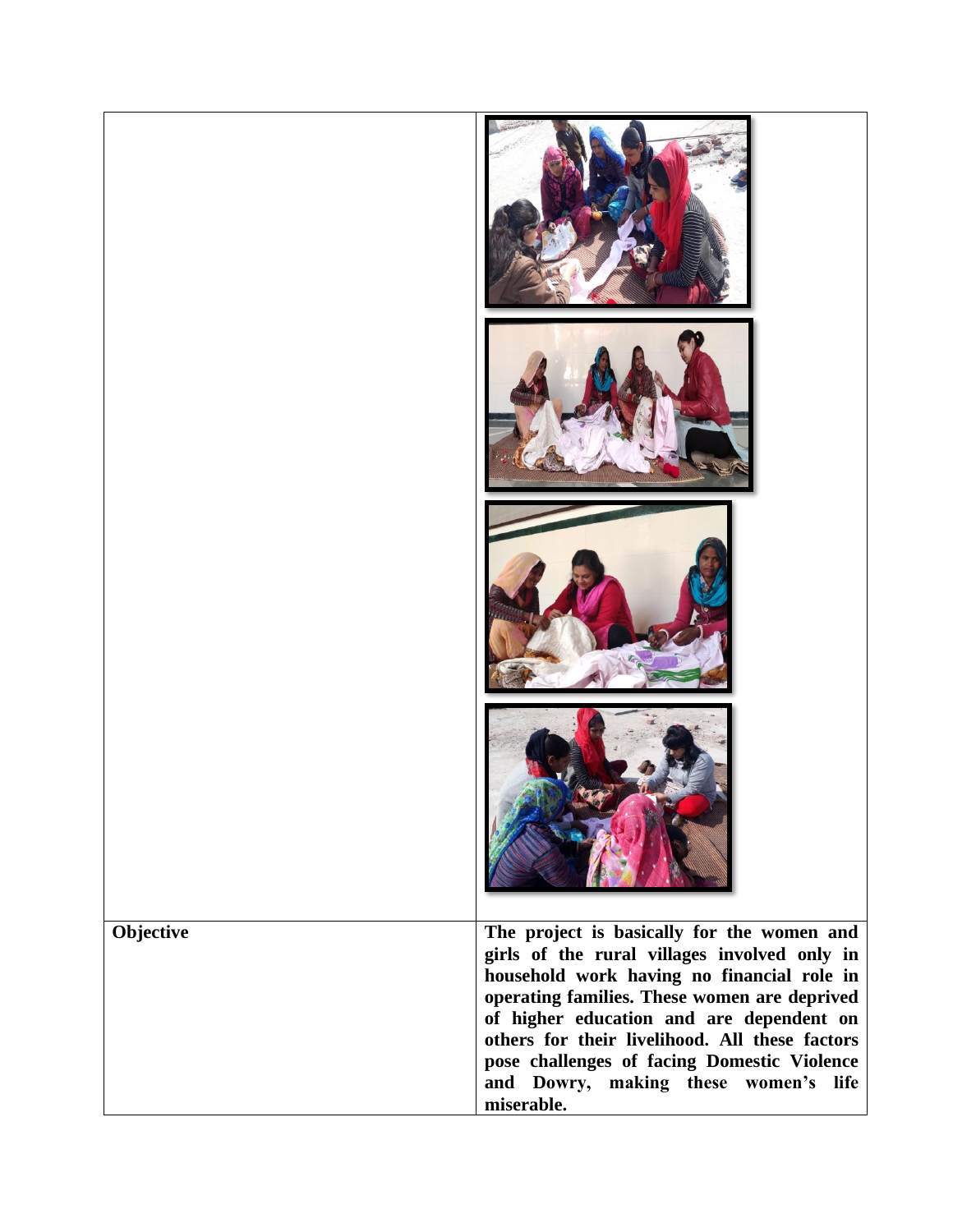| | |
|---|---|
| | |
| **Objective** | **The project is basically for the women and girls of the rural villages involved only in household work having no financial role in operating families. These women are deprived of higher education and are dependent on others for their livelihood. All these factors pose challenges of facing Domestic Violence and Dowry, making these women's life miserable.** |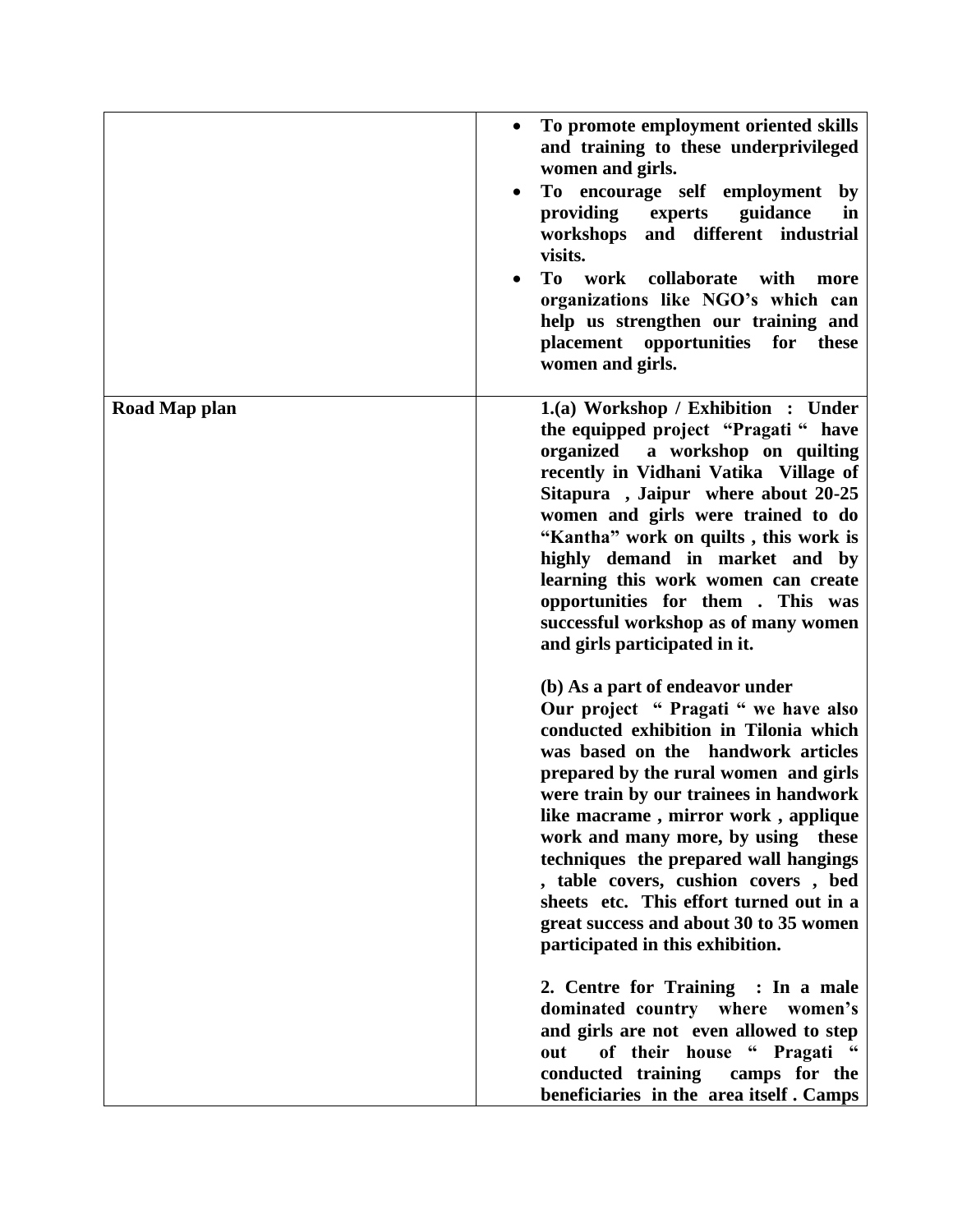| | |
|---|---|
| | • **To promote employment oriented skills and training to these underprivileged women and girls.**<br>• **To encourage self employment by providing experts guidance in workshops and different industrial visits.**<br>• **To work collaborate with more organizations like NGO's which can help us strengthen our training and placement opportunities for these women and girls.** |
| **Road Map plan** | **1.(a) Workshop / Exhibition : Under the equipped project "Pragati " have organized a workshop on quilting recently in Vidhani Vatika Village of Sitapura , Jaipur where about 20-25 women and girls were trained to do "Kantha" work on quilts , this work is highly demand in market and by learning this work women can create opportunities for them . This was successful workshop as of many women and girls participated in it.**<br><br>**(b) As a part of endeavor under Our project " Pragati " we have also conducted exhibition in Tilonia which was based on the handwork articles prepared by the rural women and girls were train by our trainees in handwork like macrame , mirror work , applique work and many more, by using these techniques the prepared wall hangings , table covers, cushion covers , bed sheets etc. This effort turned out in a great success and about 30 to 35 women participated in this exhibition.**<br><br>**2. Centre for Training : In a male dominated country where women's and girls are not even allowed to step out of their house " Pragati " conducted training camps for the beneficiaries in the area itself . Camps** |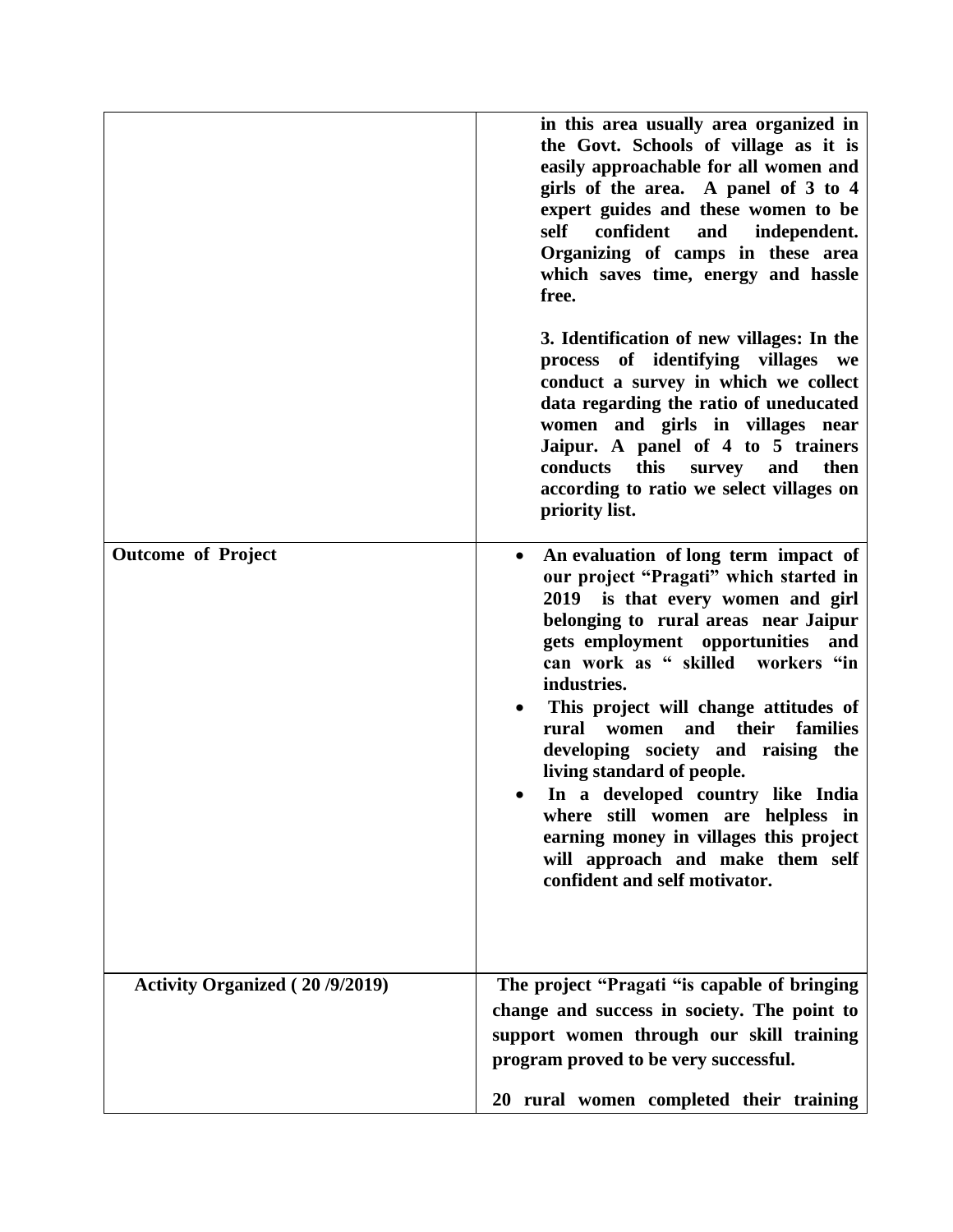| | |
|---|---|
| | **in this area usually area organized in the Govt. Schools of village as it is easily approachable for all women and girls of the area. A panel of 3 to 4 expert guides and these women to be self confident and independent. Organizing of camps in these area which saves time, energy and hassle free.**<br><br>**3. Identification of new villages: In the process of identifying villages we conduct a survey in which we collect data regarding the ratio of uneducated women and girls in villages near Jaipur. A panel of 4 to 5 trainers conducts this survey and then according to ratio we select villages on priority list.** |
| **Outcome of Project** | • **An evaluation of long term impact of our project "Pragati" which started in 2019 is that every women and girl belonging to rural areas near Jaipur gets employment opportunities and can work as " skilled workers "in industries.**<br>• **This project will change attitudes of rural women and their families developing society and raising the living standard of people.**<br>• **In a developed country like India where still women are helpless in earning money in villages this project will approach and make them self confident and self motivator.** |
| **Activity Organized ( 20 /9/2019)** | **The project "Pragati "is capable of bringing change and success in society. The point to support women through our skill training program proved to be very successful.**<br><br>**20 rural women completed their training** |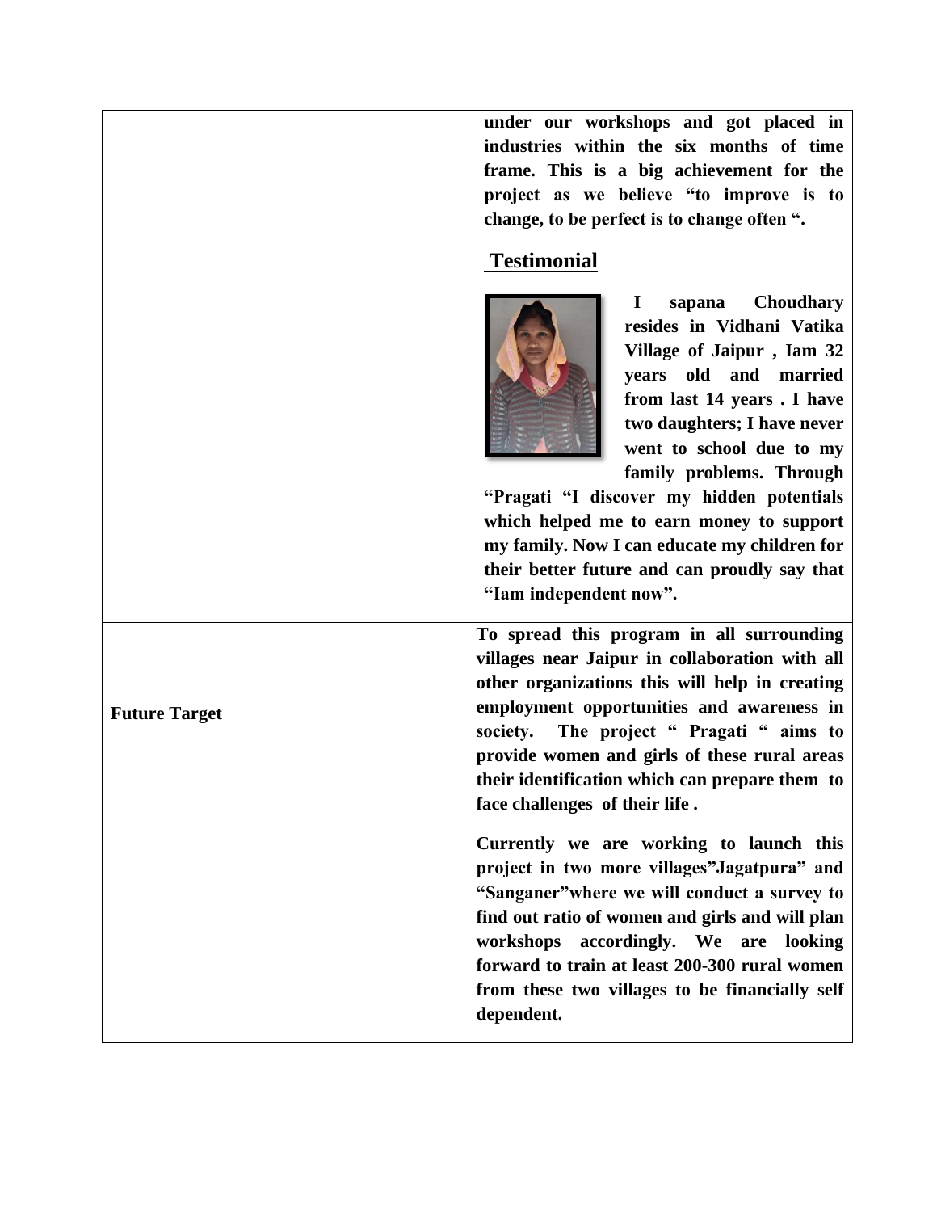| | |
|---|---|
| | **under our workshops and got placed in industries within the six months of time frame. This is a big achievement for the project as we believe "to improve is to change, to be perfect is to change often ".**<br><br>**<u>Testimonial</u>**<br><br>**I sapana Choudhary resides in Vidhani Vatika Village of Jaipur , Iam 32 years old and married from last 14 years . I have two daughters; I have never went to school due to my family problems. Through "Pragati "I discover my hidden potentials which helped me to earn money to support my family. Now I can educate my children for their better future and can proudly say that "Iam independent now".** |
| **Future Target** | **To spread this program in all surrounding villages near Jaipur in collaboration with all other organizations this will help in creating employment opportunities and awareness in society. The project " Pragati " aims to provide women and girls of these rural areas their identification which can prepare them to face challenges of their life .**<br><br>**Currently we are working to launch this project in two more villages"Jagatpura" and "Sanganer"where we will conduct a survey to find out ratio of women and girls and will plan workshops accordingly. We are looking forward to train at least 200-300 rural women from these two villages to be financially self dependent.** |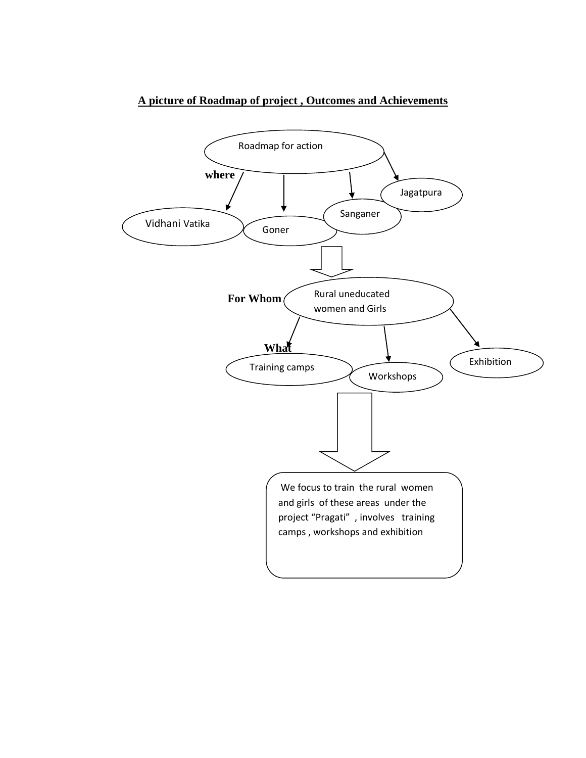**A picture of Roadmap of project , Outcomes and Achievements**

Roadmap for action

where

Vidhani Vatika

Goner

Sanganer

Jagatpura

For Whom

Rural uneducated women and Girls

What

Training camps

Workshops

Exhibition

We focus to train the rural women and girls of these areas under the project "Pragati" , involves training camps , workshops and exhibition